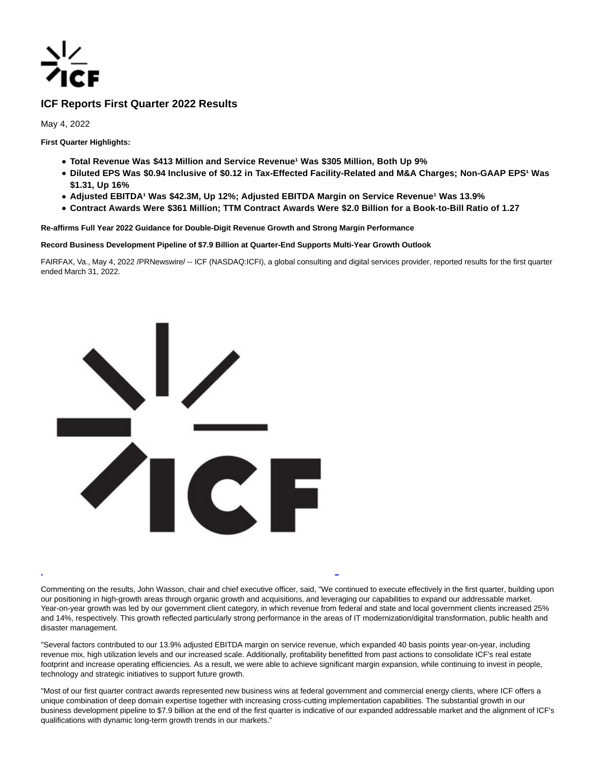# ICF Reports First Quarter 2022 Results

May 4, 2022

**First Quarter Highlights:**

- **Total Revenue Was $413 Million and Service Revenue[1] Was $305 Million, Both Up 9%**
- **Diluted EPS Was $0.94 Inclusive of $0.12 in Tax-Effected Facility-Related and M&A Charges; Non-GAAP EPS[1] Was $1.31, Up 16%**
- **Adjusted EBITDA[1] Was $42.3M, Up 12%; Adjusted EBITDA Margin on Service Revenue[1] Was 13.9%**
- **Contract Awards Were $361 Million; TTM Contract Awards Were $2.0 Billion for a Book-to-Bill Ratio of 1.27**

**Re-affirms Full Year 2022 Guidance for Double-Digit Revenue Growth and Strong Margin Performance**

**Record Business Development Pipeline of $7.9 Billion at Quarter-End Supports Multi-Year Growth Outlook**

FAIRFAX, Va., May 4, 2022 /PRNewswire/ -- ICF (NASDAQ:ICFI), a global consulting and digital services provider, reported results for the first quarter ended March 31, 2022.

Commenting on the results, John Wasson, chair and chief executive officer, said, "We continued to execute effectively in the first quarter, building upon our positioning in high-growth areas through organic growth and acquisitions, and leveraging our capabilities to expand our addressable market. Year-on-year growth was led by our government client category, in which revenue from federal and state and local government clients increased 25% and 14%, respectively. This growth reflected particularly strong performance in the areas of IT modernization/digital transformation, public health and disaster management.

"Several factors contributed to our 13.9% adjusted EBITDA margin on service revenue, which expanded 40 basis points year-on-year, including revenue mix, high utilization levels and our increased scale. Additionally, profitability benefitted from past actions to consolidate ICF's real estate footprint and increase operating efficiencies. As a result, we were able to achieve significant margin expansion, while continuing to invest in people, technology and strategic initiatives to support future growth.

"Most of our first quarter contract awards represented new business wins at federal government and commercial energy clients, where ICF offers a unique combination of deep domain expertise together with increasing cross-cutting implementation capabilities. The substantial growth in our business development pipeline to $7.9 billion at the end of the first quarter is indicative of our expanded addressable market and the alignment of ICF's qualifications with dynamic long-term growth trends in our markets."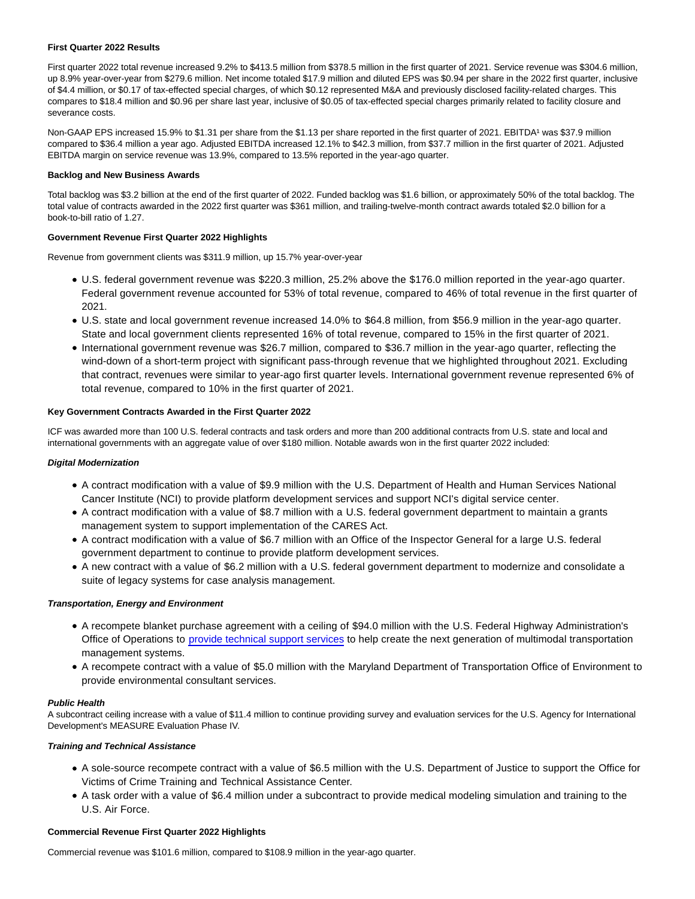**First Quarter 2022 Results**

First quarter 2022 total revenue increased 9.2% to $413.5 million from $378.5 million in the first quarter of 2021. Service revenue was $304.6 million, up 8.9% year-over-year from $279.6 million. Net income totaled $17.9 million and diluted EPS was $0.94 per share in the 2022 first quarter, inclusive of $4.4 million, or $0.17 of tax-effected special charges, of which $0.12 represented M&A and previously disclosed facility-related charges. This compares to $18.4 million and $0.96 per share last year, inclusive of $0.05 of tax-effected special charges primarily related to facility closure and severance costs.

Non-GAAP EPS increased 15.9% to $1.31 per share from the $1.13 per share reported in the first quarter of 2021. EBITDA[1] was $37.9 million compared to $36.4 million a year ago. Adjusted EBITDA increased 12.1% to $42.3 million, from $37.7 million in the first quarter of 2021. Adjusted EBITDA margin on service revenue was 13.9%, compared to 13.5% reported in the year-ago quarter.

**Backlog and New Business Awards**

Total backlog was $3.2 billion at the end of the first quarter of 2022. Funded backlog was $1.6 billion, or approximately 50% of the total backlog. The total value of contracts awarded in the 2022 first quarter was $361 million, and trailing-twelve-month contract awards totaled $2.0 billion for a book-to-bill ratio of 1.27.

**Government Revenue First Quarter 2022 Highlights**

Revenue from government clients was $311.9 million, up 15.7% year-over-year

- U.S. federal government revenue was $220.3 million, 25.2% above the $176.0 million reported in the year-ago quarter. Federal government revenue accounted for 53% of total revenue, compared to 46% of total revenue in the first quarter of 2021.
- U.S. state and local government revenue increased 14.0% to $64.8 million, from $56.9 million in the year-ago quarter. State and local government clients represented 16% of total revenue, compared to 15% in the first quarter of 2021.
- International government revenue was $26.7 million, compared to $36.7 million in the year-ago quarter, reflecting the wind-down of a short-term project with significant pass-through revenue that we highlighted throughout 2021. Excluding that contract, revenues were similar to year-ago first quarter levels. International government revenue represented 6% of total revenue, compared to 10% in the first quarter of 2021.

**Key Government Contracts Awarded in the First Quarter 2022**

ICF was awarded more than 100 U.S. federal contracts and task orders and more than 200 additional contracts from U.S. state and local and international governments with an aggregate value of over $180 million. Notable awards won in the first quarter 2022 included:

***Digital Modernization***

- A contract modification with a value of $9.9 million with the U.S. Department of Health and Human Services National Cancer Institute (NCI) to provide platform development services and support NCI's digital service center.
- A contract modification with a value of $8.7 million with a U.S. federal government department to maintain a grants management system to support implementation of the CARES Act.
- A contract modification with a value of $6.7 million with an Office of the Inspector General for a large U.S. federal government department to continue to provide platform development services.
- A new contract with a value of $6.2 million with a U.S. federal government department to modernize and consolidate a suite of legacy systems for case analysis management.

***Transportation, Energy and Environment***

- A recompete blanket purchase agreement with a ceiling of $94.0 million with the U.S. Federal Highway Administration's Office of Operations to provide technical support services to help create the next generation of multimodal transportation management systems.
- A recompete contract with a value of $5.0 million with the Maryland Department of Transportation Office of Environment to provide environmental consultant services.

***Public Health***

A subcontract ceiling increase with a value of $11.4 million to continue providing survey and evaluation services for the U.S. Agency for International Development's MEASURE Evaluation Phase IV.

***Training and Technical Assistance***

- A sole-source recompete contract with a value of $6.5 million with the U.S. Department of Justice to support the Office for Victims of Crime Training and Technical Assistance Center.
- A task order with a value of $6.4 million under a subcontract to provide medical modeling simulation and training to the U.S. Air Force.

**Commercial Revenue First Quarter 2022 Highlights**

Commercial revenue was $101.6 million, compared to $108.9 million in the year-ago quarter.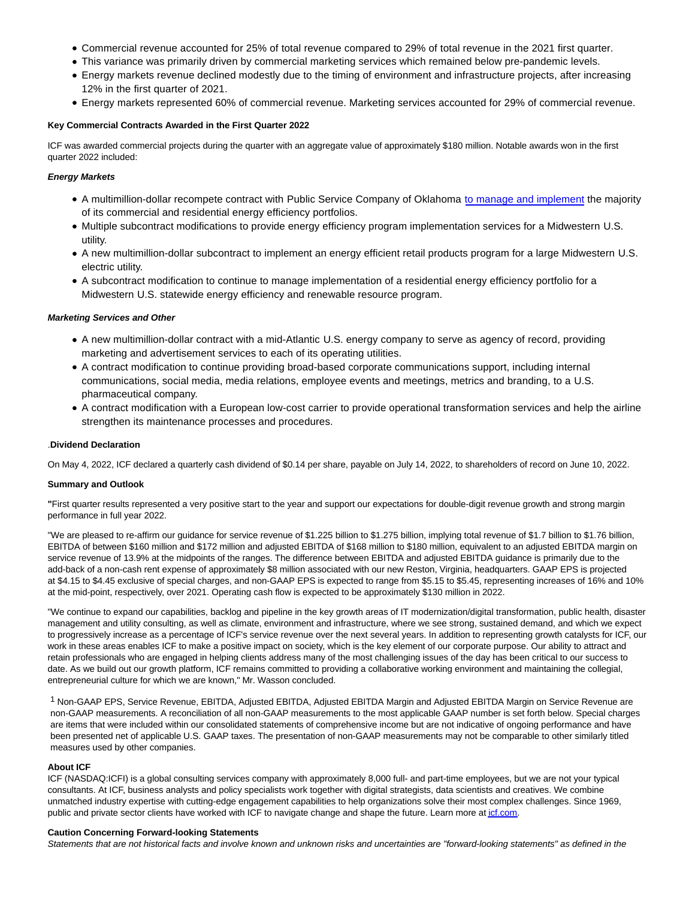- Commercial revenue accounted for 25% of total revenue compared to 29% of total revenue in the 2021 first quarter.
- This variance was primarily driven by commercial marketing services which remained below pre-pandemic levels.
- Energy markets revenue declined modestly due to the timing of environment and infrastructure projects, after increasing 12% in the first quarter of 2021.
- Energy markets represented 60% of commercial revenue. Marketing services accounted for 29% of commercial revenue.

**Key Commercial Contracts Awarded in the First Quarter 2022**

ICF was awarded commercial projects during the quarter with an aggregate value of approximately $180 million. Notable awards won in the first quarter 2022 included:

***Energy Markets***

- A multimillion-dollar recompete contract with Public Service Company of Oklahoma to manage and implement the majority of its commercial and residential energy efficiency portfolios.
- Multiple subcontract modifications to provide energy efficiency program implementation services for a Midwestern U.S. utility.
- A new multimillion-dollar subcontract to implement an energy efficient retail products program for a large Midwestern U.S. electric utility.
- A subcontract modification to continue to manage implementation of a residential energy efficiency portfolio for a Midwestern U.S. statewide energy efficiency and renewable resource program.

***Marketing Services and Other***

- A new multimillion-dollar contract with a mid-Atlantic U.S. energy company to serve as agency of record, providing marketing and advertisement services to each of its operating utilities.
- A contract modification to continue providing broad-based corporate communications support, including internal communications, social media, media relations, employee events and meetings, metrics and branding, to a U.S. pharmaceutical company.
- A contract modification with a European low-cost carrier to provide operational transformation services and help the airline strengthen its maintenance processes and procedures.

.**Dividend Declaration**

On May 4, 2022, ICF declared a quarterly cash dividend of $0.14 per share, payable on July 14, 2022, to shareholders of record on June 10, 2022.

**Summary and Outlook**

**"**First quarter results represented a very positive start to the year and support our expectations for double-digit revenue growth and strong margin performance in full year 2022.

"We are pleased to re-affirm our guidance for service revenue of $1.225 billion to $1.275 billion, implying total revenue of $1.7 billion to $1.76 billion, EBITDA of between $160 million and $172 million and adjusted EBITDA of $168 million to $180 million, equivalent to an adjusted EBITDA margin on service revenue of 13.9% at the midpoints of the ranges. The difference between EBITDA and adjusted EBITDA guidance is primarily due to the add-back of a non-cash rent expense of approximately $8 million associated with our new Reston, Virginia, headquarters. GAAP EPS is projected at $4.15 to $4.45 exclusive of special charges, and non-GAAP EPS is expected to range from $5.15 to $5.45, representing increases of 16% and 10% at the mid-point, respectively, over 2021. Operating cash flow is expected to be approximately $130 million in 2022.

"We continue to expand our capabilities, backlog and pipeline in the key growth areas of IT modernization/digital transformation, public health, disaster management and utility consulting, as well as climate, environment and infrastructure, where we see strong, sustained demand, and which we expect to progressively increase as a percentage of ICF's service revenue over the next several years. In addition to representing growth catalysts for ICF, our work in these areas enables ICF to make a positive impact on society, which is the key element of our corporate purpose. Our ability to attract and retain professionals who are engaged in helping clients address many of the most challenging issues of the day has been critical to our success to date. As we build out our growth platform, ICF remains committed to providing a collaborative working environment and maintaining the collegial, entrepreneurial culture for which we are known," Mr. Wasson concluded.

[1] Non-GAAP EPS, Service Revenue, EBITDA, Adjusted EBITDA, Adjusted EBITDA Margin and Adjusted EBITDA Margin on Service Revenue are non-GAAP measurements. A reconciliation of all non-GAAP measurements to the most applicable GAAP number is set forth below. Special charges are items that were included within our consolidated statements of comprehensive income but are not indicative of ongoing performance and have been presented net of applicable U.S. GAAP taxes. The presentation of non-GAAP measurements may not be comparable to other similarly titled measures used by other companies.

**About ICF**

ICF (NASDAQ:ICFI) is a global consulting services company with approximately 8,000 full- and part-time employees, but we are not your typical consultants. At ICF, business analysts and policy specialists work together with digital strategists, data scientists and creatives. We combine unmatched industry expertise with cutting-edge engagement capabilities to help organizations solve their most complex challenges. Since 1969, public and private sector clients have worked with ICF to navigate change and shape the future. Learn more at icf.com.

**Caution Concerning Forward-looking Statements**

*Statements that are not historical facts and involve known and unknown risks and uncertainties are "forward-looking statements" as defined in the*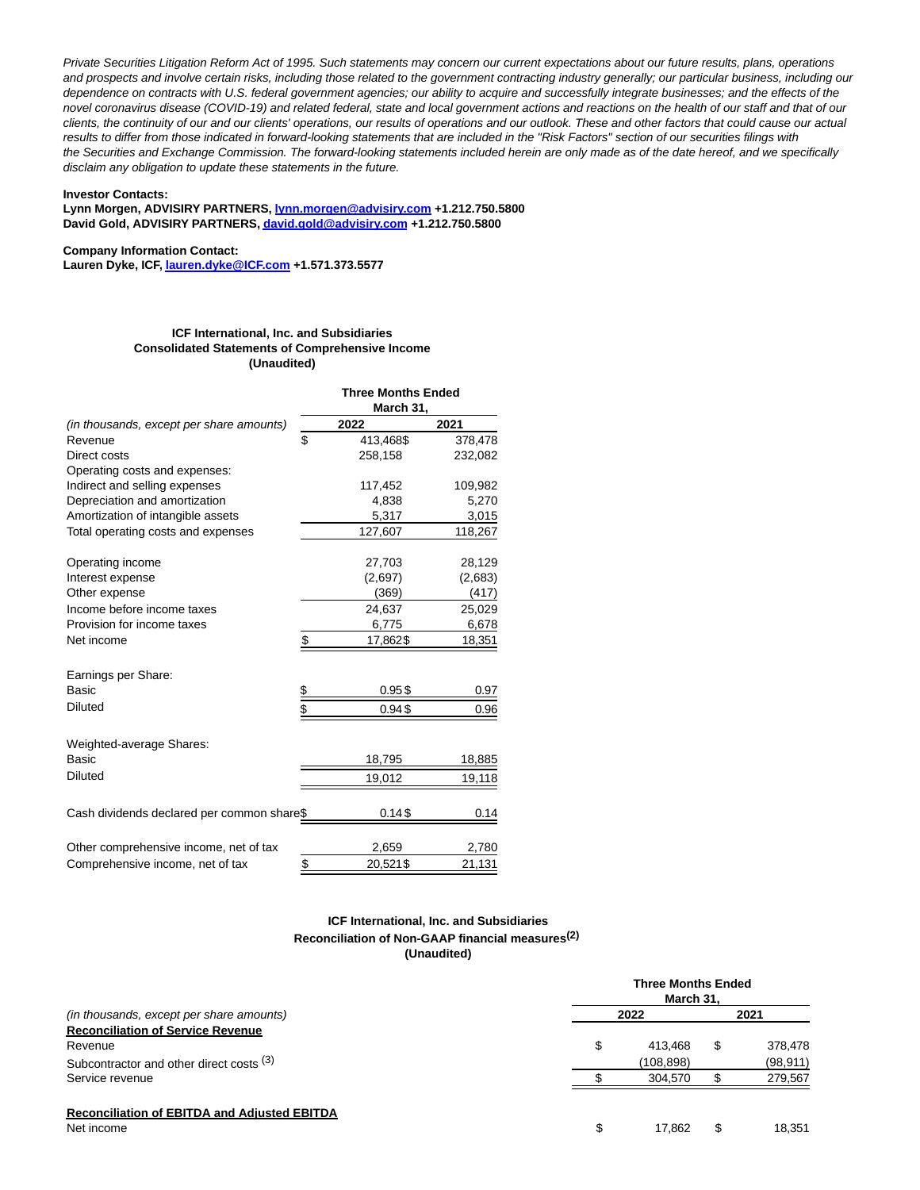*Private Securities Litigation Reform Act of 1995. Such statements may concern our current expectations about our future results, plans, operations and prospects and involve certain risks, including those related to the government contracting industry generally; our particular business, including our dependence on contracts with U.S. federal government agencies; our ability to acquire and successfully integrate businesses; and the effects of the novel coronavirus disease (COVID-19) and related federal, state and local government actions and reactions on the health of our staff and that of our clients, the continuity of our and our clients' operations, our results of operations and our outlook. These and other factors that could cause our actual results to differ from those indicated in forward-looking statements that are included in the "Risk Factors" section of our securities filings with the Securities and Exchange Commission. The forward-looking statements included herein are only made as of the date hereof, and we specifically disclaim any obligation to update these statements in the future.*

**Investor Contacts:**
**Lynn Morgen, ADVISIRY PARTNERS, lynn.morgen@advisiry.com +1.212.750.5800**
**David Gold, ADVISIRY PARTNERS, david.gold@advisiry.com +1.212.750.5800**

**Company Information Contact:**
**Lauren Dyke, ICF, lauren.dyke@ICF.com +1.571.373.5577**

**ICF International, Inc. and Subsidiaries**
**Consolidated Statements of Comprehensive Income**
**(Unaudited)**

| *(in thousands, except per share amounts)* | Three Months Ended March 31, 2022 | Three Months Ended March 31, 2021 |
|---|---|---|
| Revenue | $ 413,468 | $ 378,478 |
| Direct costs | 258,158 | 232,082 |
| Operating costs and expenses: | | |
| Indirect and selling expenses | 117,452 | 109,982 |
| Depreciation and amortization | 4,838 | 5,270 |
| Amortization of intangible assets | 5,317 | 3,015 |
| Total operating costs and expenses | 127,607 | 118,267 |
| Operating income | 27,703 | 28,129 |
| Interest expense | (2,697) | (2,683) |
| Other expense | (369) | (417) |
| Income before income taxes | 24,637 | 25,029 |
| Provision for income taxes | 6,775 | 6,678 |
| Net income | $ 17,862 | $ 18,351 |
| Earnings per Share: | | |
| Basic | $ 0.95 | $ 0.97 |
| Diluted | $ 0.94 | $ 0.96 |
| Weighted-average Shares: | | |
| Basic | 18,795 | 18,885 |
| Diluted | 19,012 | 19,118 |
| Cash dividends declared per common share | $ 0.14 | $ 0.14 |
| Other comprehensive income, net of tax | 2,659 | 2,780 |
| Comprehensive income, net of tax | $ 20,521 | $ 21,131 |

**ICF International, Inc. and Subsidiaries**
**Reconciliation of Non-GAAP financial measures[(2)]**
**(Unaudited)**

| *(in thousands, except per share amounts)* | Three Months Ended March 31, 2022 | Three Months Ended March 31, 2021 |
|---|---|---|
| **Reconciliation of Service Revenue** | | |
| Revenue | $ 413,468 | $ 378,478 |
| Subcontractor and other direct costs [(3)] | (108,898) | (98,911) |
| Service revenue | $ 304,570 | $ 279,567 |
| **Reconciliation of EBITDA and Adjusted EBITDA** | | |
| Net income | $ 17,862 | $ 18,351 |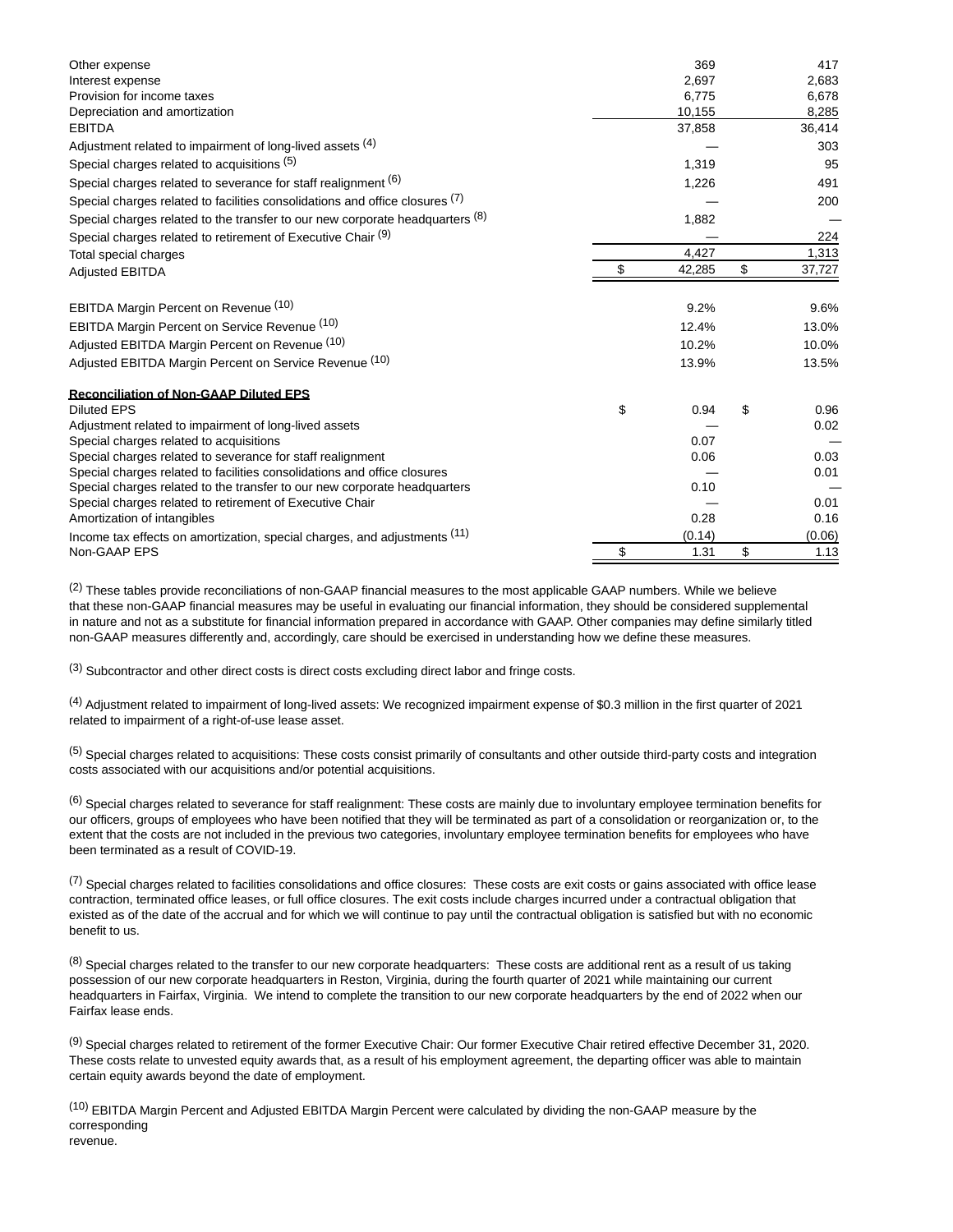| | | |
|---|---|---|
| Other expense | 369 | 417 |
| Interest expense | 2,697 | 2,683 |
| Provision for income taxes | 6,775 | 6,678 |
| Depreciation and amortization | 10,155 | 8,285 |
| EBITDA | 37,858 | 36,414 |
| Adjustment related to impairment of long-lived assets [4] | — | 303 |
| Special charges related to acquisitions [5] | 1,319 | 95 |
| Special charges related to severance for staff realignment [6] | 1,226 | 491 |
| Special charges related to facilities consolidations and office closures [7] | — | 200 |
| Special charges related to the transfer to our new corporate headquarters [8] | 1,882 | — |
| Special charges related to retirement of Executive Chair [9] | — | 224 |
| Total special charges | 4,427 | 1,313 |
| Adjusted EBITDA | $ 42,285 | $ 37,727 |
| | | |
| EBITDA Margin Percent on Revenue [10] | 9.2% | 9.6% |
| EBITDA Margin Percent on Service Revenue [10] | 12.4% | 13.0% |
| Adjusted EBITDA Margin Percent on Revenue [10] | 10.2% | 10.0% |
| Adjusted EBITDA Margin Percent on Service Revenue [10] | 13.9% | 13.5% |
| | | |
| **Reconciliation of Non-GAAP Diluted EPS** | | |
| Diluted EPS | $ 0.94 | $ 0.96 |
| Adjustment related to impairment of long-lived assets | — | 0.02 |
| Special charges related to acquisitions | 0.07 | — |
| Special charges related to severance for staff realignment | 0.06 | 0.03 |
| Special charges related to facilities consolidations and office closures | — | 0.01 |
| Special charges related to the transfer to our new corporate headquarters | 0.10 | — |
| Special charges related to retirement of Executive Chair | — | 0.01 |
| Amortization of intangibles | 0.28 | 0.16 |
| Income tax effects on amortization, special charges, and adjustments [11] | (0.14) | (0.06) |
| Non-GAAP EPS | $ 1.31 | $ 1.13 |

[2] These tables provide reconciliations of non-GAAP financial measures to the most applicable GAAP numbers. While we believe that these non-GAAP financial measures may be useful in evaluating our financial information, they should be considered supplemental in nature and not as a substitute for financial information prepared in accordance with GAAP. Other companies may define similarly titled non-GAAP measures differently and, accordingly, care should be exercised in understanding how we define these measures.

[3] Subcontractor and other direct costs is direct costs excluding direct labor and fringe costs.

[4] Adjustment related to impairment of long-lived assets: We recognized impairment expense of $0.3 million in the first quarter of 2021 related to impairment of a right-of-use lease asset.

[5] Special charges related to acquisitions: These costs consist primarily of consultants and other outside third-party costs and integration costs associated with our acquisitions and/or potential acquisitions.

[6] Special charges related to severance for staff realignment: These costs are mainly due to involuntary employee termination benefits for our officers, groups of employees who have been notified that they will be terminated as part of a consolidation or reorganization or, to the extent that the costs are not included in the previous two categories, involuntary employee termination benefits for employees who have been terminated as a result of COVID-19.

[7] Special charges related to facilities consolidations and office closures: These costs are exit costs or gains associated with office lease contraction, terminated office leases, or full office closures. The exit costs include charges incurred under a contractual obligation that existed as of the date of the accrual and for which we will continue to pay until the contractual obligation is satisfied but with no economic benefit to us.

[8] Special charges related to the transfer to our new corporate headquarters: These costs are additional rent as a result of us taking possession of our new corporate headquarters in Reston, Virginia, during the fourth quarter of 2021 while maintaining our current headquarters in Fairfax, Virginia. We intend to complete the transition to our new corporate headquarters by the end of 2022 when our Fairfax lease ends.

[9] Special charges related to retirement of the former Executive Chair: Our former Executive Chair retired effective December 31, 2020. These costs relate to unvested equity awards that, as a result of his employment agreement, the departing officer was able to maintain certain equity awards beyond the date of employment.

[10] EBITDA Margin Percent and Adjusted EBITDA Margin Percent were calculated by dividing the non-GAAP measure by the corresponding revenue.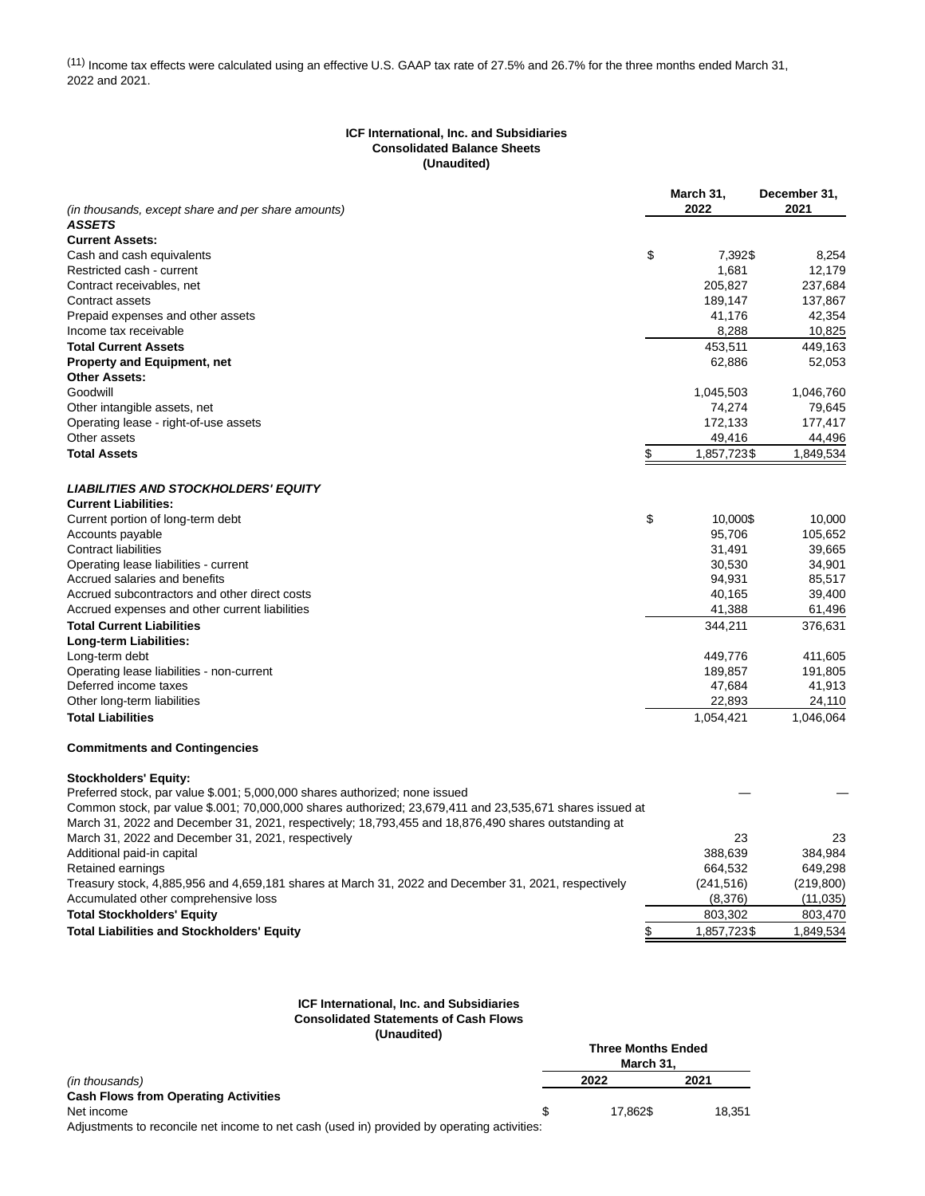[11] Income tax effects were calculated using an effective U.S. GAAP tax rate of 27.5% and 26.7% for the three months ended March 31, 2022 and 2021.

**ICF International, Inc. and Subsidiaries**
**Consolidated Balance Sheets**
**(Unaudited)**

| *(in thousands, except share and per share amounts)* | March 31, 2022 | December 31, 2021 |
|---|---|---|
| ***ASSETS*** | | |
| **Current Assets:** | | |
| Cash and cash equivalents | $ 7,392 | $ 8,254 |
| Restricted cash - current | 1,681 | 12,179 |
| Contract receivables, net | 205,827 | 237,684 |
| Contract assets | 189,147 | 137,867 |
| Prepaid expenses and other assets | 41,176 | 42,354 |
| Income tax receivable | 8,288 | 10,825 |
| **Total Current Assets** | 453,511 | 449,163 |
| **Property and Equipment, net** | 62,886 | 52,053 |
| **Other Assets:** | | |
| Goodwill | 1,045,503 | 1,046,760 |
| Other intangible assets, net | 74,274 | 79,645 |
| Operating lease - right-of-use assets | 172,133 | 177,417 |
| Other assets | 49,416 | 44,496 |
| **Total Assets** | $ 1,857,723 | $ 1,849,534 |
| | | |
| ***LIABILITIES AND STOCKHOLDERS' EQUITY*** | | |
| **Current Liabilities:** | | |
| Current portion of long-term debt | $ 10,000 | $ 10,000 |
| Accounts payable | 95,706 | 105,652 |
| Contract liabilities | 31,491 | 39,665 |
| Operating lease liabilities - current | 30,530 | 34,901 |
| Accrued salaries and benefits | 94,931 | 85,517 |
| Accrued subcontractors and other direct costs | 40,165 | 39,400 |
| Accrued expenses and other current liabilities | 41,388 | 61,496 |
| **Total Current Liabilities** | 344,211 | 376,631 |
| **Long-term Liabilities:** | | |
| Long-term debt | 449,776 | 411,605 |
| Operating lease liabilities - non-current | 189,857 | 191,805 |
| Deferred income taxes | 47,684 | 41,913 |
| Other long-term liabilities | 22,893 | 24,110 |
| **Total Liabilities** | 1,054,421 | 1,046,064 |
| | | |
| **Commitments and Contingencies** | | |
| | | |
| **Stockholders' Equity:** | | |
| Preferred stock, par value $.001; 5,000,000 shares authorized; none issued | — | — |
| Common stock, par value $.001; 70,000,000 shares authorized; 23,679,411 and 23,535,671 shares issued at March 31, 2022 and December 31, 2021, respectively; 18,793,455 and 18,876,490 shares outstanding at March 31, 2022 and December 31, 2021, respectively | 23 | 23 |
| Additional paid-in capital | 388,639 | 384,984 |
| Retained earnings | 664,532 | 649,298 |
| Treasury stock, 4,885,956 and 4,659,181 shares at March 31, 2022 and December 31, 2021, respectively | (241,516) | (219,800) |
| Accumulated other comprehensive loss | (8,376) | (11,035) |
| **Total Stockholders' Equity** | 803,302 | 803,470 |
| **Total Liabilities and Stockholders' Equity** | $ 1,857,723 | $ 1,849,534 |

**ICF International, Inc. and Subsidiaries**
**Consolidated Statements of Cash Flows**
**(Unaudited)**

| *(in thousands)* | Three Months Ended March 31, 2022 | Three Months Ended March 31, 2021 |
|---|---|---|
| **Cash Flows from Operating Activities** | | |
| Net income | $ 17,862 | $ 18,351 |
| Adjustments to reconcile net income to net cash (used in) provided by operating activities: | | |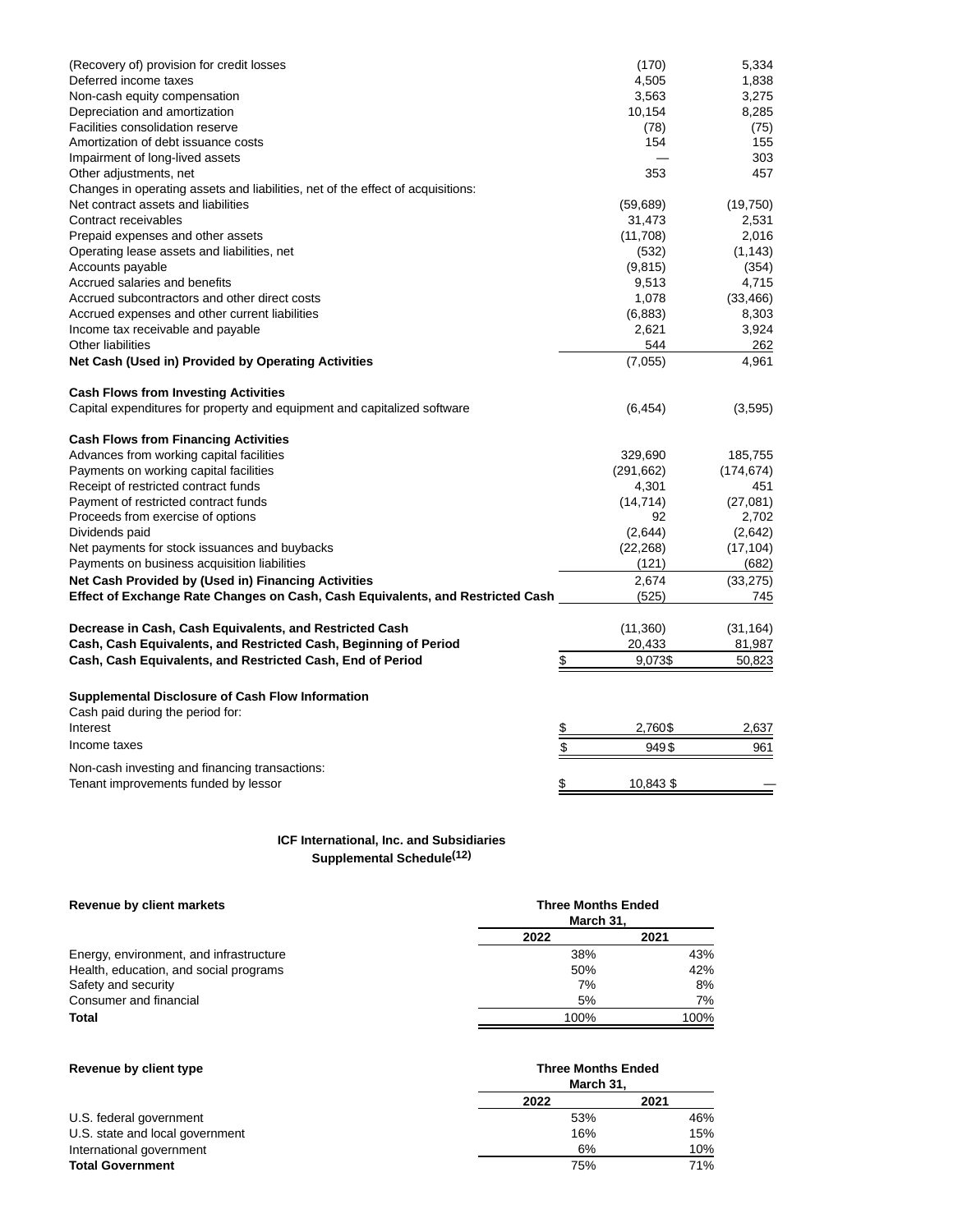| | | |
|---|---|---|
| (Recovery of) provision for credit losses | (170) | 5,334 |
| Deferred income taxes | 4,505 | 1,838 |
| Non-cash equity compensation | 3,563 | 3,275 |
| Depreciation and amortization | 10,154 | 8,285 |
| Facilities consolidation reserve | (78) | (75) |
| Amortization of debt issuance costs | 154 | 155 |
| Impairment of long-lived assets | — | 303 |
| Other adjustments, net | 353 | 457 |
| Changes in operating assets and liabilities, net of the effect of acquisitions: | | |
| Net contract assets and liabilities | (59,689) | (19,750) |
| Contract receivables | 31,473 | 2,531 |
| Prepaid expenses and other assets | (11,708) | 2,016 |
| Operating lease assets and liabilities, net | (532) | (1,143) |
| Accounts payable | (9,815) | (354) |
| Accrued salaries and benefits | 9,513 | 4,715 |
| Accrued subcontractors and other direct costs | 1,078 | (33,466) |
| Accrued expenses and other current liabilities | (6,883) | 8,303 |
| Income tax receivable and payable | 2,621 | 3,924 |
| Other liabilities | 544 | 262 |
| **Net Cash (Used in) Provided by Operating Activities** | (7,055) | 4,961 |
| | | |
| **Cash Flows from Investing Activities** | | |
| Capital expenditures for property and equipment and capitalized software | (6,454) | (3,595) |
| | | |
| **Cash Flows from Financing Activities** | | |
| Advances from working capital facilities | 329,690 | 185,755 |
| Payments on working capital facilities | (291,662) | (174,674) |
| Receipt of restricted contract funds | 4,301 | 451 |
| Payment of restricted contract funds | (14,714) | (27,081) |
| Proceeds from exercise of options | 92 | 2,702 |
| Dividends paid | (2,644) | (2,642) |
| Net payments for stock issuances and buybacks | (22,268) | (17,104) |
| Payments on business acquisition liabilities | (121) | (682) |
| **Net Cash Provided by (Used in) Financing Activities** | 2,674 | (33,275) |
| **Effect of Exchange Rate Changes on Cash, Cash Equivalents, and Restricted Cash** | (525) | 745 |
| | | |
| **Decrease in Cash, Cash Equivalents, and Restricted Cash** | (11,360) | (31,164) |
| **Cash, Cash Equivalents, and Restricted Cash, Beginning of Period** | 20,433 | 81,987 |
| **Cash, Cash Equivalents, and Restricted Cash, End of Period** | $ 9,073 | $ 50,823 |
| | | |
| **Supplemental Disclosure of Cash Flow Information** | | |
| Cash paid during the period for: | | |
| Interest | $ 2,760 | $ 2,637 |
| Income taxes | $ 949 | $ 961 |
| Non-cash investing and financing transactions: | | |
| Tenant improvements funded by lessor | $ 10,843 | $ — |

**ICF International, Inc. and Subsidiaries**
**Supplemental Schedule[12]**

| **Revenue by client markets** | **Three Months Ended March 31,** | |
|---|---|---|
| | **2022** | **2021** |
| Energy, environment, and infrastructure | 38% | 43% |
| Health, education, and social programs | 50% | 42% |
| Safety and security | 7% | 8% |
| Consumer and financial | 5% | 7% |
| **Total** | 100% | 100% |

| **Revenue by client type** | **Three Months Ended March 31,** | |
|---|---|---|
| | **2022** | **2021** |
| U.S. federal government | 53% | 46% |
| U.S. state and local government | 16% | 15% |
| International government | 6% | 10% |
| **Total Government** | 75% | 71% |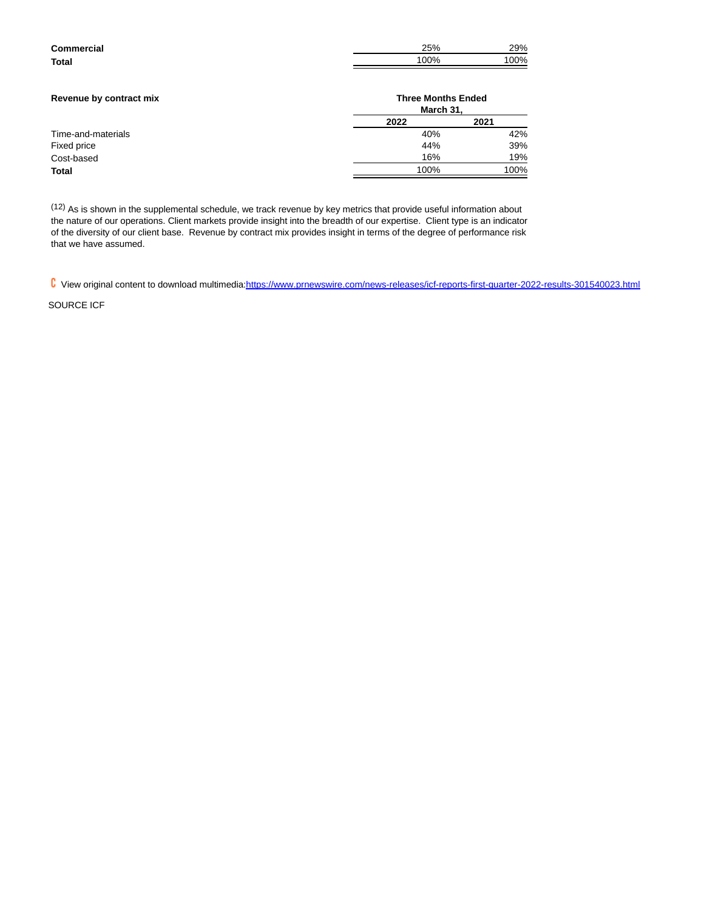| | | |
|---|---|---|
| **Commercial** | 25% | 29% |
| **Total** | 100% | 100% |

| **Revenue by contract mix** | Three Months Ended March 31, | |
|---|---|---|
| | **2022** | **2021** |
| Time-and-materials | 40% | 42% |
| Fixed price | 44% | 39% |
| Cost-based | 16% | 19% |
| **Total** | 100% | 100% |

(12) As is shown in the supplemental schedule, we track revenue by key metrics that provide useful information about the nature of our operations. Client markets provide insight into the breadth of our expertise. Client type is an indicator of the diversity of our client base. Revenue by contract mix provides insight in terms of the degree of performance risk that we have assumed.

View original content to download multimedia:https://www.prnewswire.com/news-releases/icf-reports-first-quarter-2022-results-301540023.html

SOURCE ICF